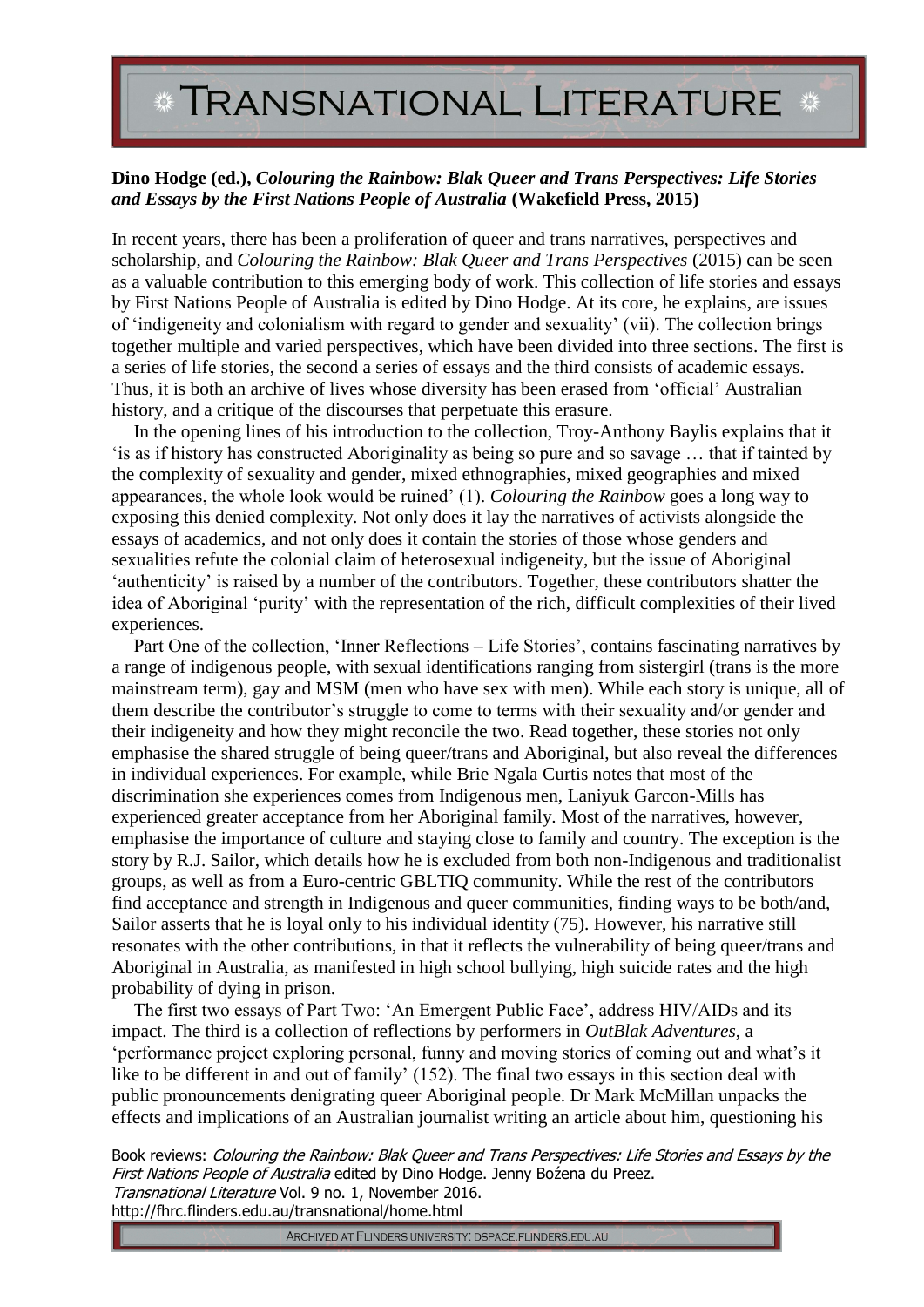**Dino Hodge (ed.), *Colouring the Rainbow: Blak Queer and Trans Perspectives: Life Stories and Essays by the First Nations People of Australia* (Wakefield Press, 2015)**

In recent years, there has been a proliferation of queer and trans narratives, perspectives and scholarship, and *Colouring the Rainbow: Blak Queer and Trans Perspectives* (2015) can be seen as a valuable contribution to this emerging body of work. This collection of life stories and essays by First Nations People of Australia is edited by Dino Hodge. At its core, he explains, are issues of 'indigeneity and colonialism with regard to gender and sexuality' (vii). The collection brings together multiple and varied perspectives, which have been divided into three sections. The first is a series of life stories, the second a series of essays and the third consists of academic essays. Thus, it is both an archive of lives whose diversity has been erased from 'official' Australian history, and a critique of the discourses that perpetuate this erasure.

In the opening lines of his introduction to the collection, Troy-Anthony Baylis explains that it 'is as if history has constructed Aboriginality as being so pure and so savage … that if tainted by the complexity of sexuality and gender, mixed ethnographies, mixed geographies and mixed appearances, the whole look would be ruined' (1). *Colouring the Rainbow* goes a long way to exposing this denied complexity. Not only does it lay the narratives of activists alongside the essays of academics, and not only does it contain the stories of those whose genders and sexualities refute the colonial claim of heterosexual indigeneity, but the issue of Aboriginal 'authenticity' is raised by a number of the contributors. Together, these contributors shatter the idea of Aboriginal 'purity' with the representation of the rich, difficult complexities of their lived experiences.

Part One of the collection, 'Inner Reflections – Life Stories', contains fascinating narratives by a range of indigenous people, with sexual identifications ranging from sistergirl (trans is the more mainstream term), gay and MSM (men who have sex with men). While each story is unique, all of them describe the contributor's struggle to come to terms with their sexuality and/or gender and their indigeneity and how they might reconcile the two. Read together, these stories not only emphasise the shared struggle of being queer/trans and Aboriginal, but also reveal the differences in individual experiences. For example, while Brie Ngala Curtis notes that most of the discrimination she experiences comes from Indigenous men, Laniyuk Garcon-Mills has experienced greater acceptance from her Aboriginal family. Most of the narratives, however, emphasise the importance of culture and staying close to family and country. The exception is the story by R.J. Sailor, which details how he is excluded from both non-Indigenous and traditionalist groups, as well as from a Euro-centric GBLTIQ community. While the rest of the contributors find acceptance and strength in Indigenous and queer communities, finding ways to be both/and, Sailor asserts that he is loyal only to his individual identity (75). However, his narrative still resonates with the other contributions, in that it reflects the vulnerability of being queer/trans and Aboriginal in Australia, as manifested in high school bullying, high suicide rates and the high probability of dying in prison.

The first two essays of Part Two: 'An Emergent Public Face', address HIV/AIDs and its impact. The third is a collection of reflections by performers in *OutBlak Adventures*, a 'performance project exploring personal, funny and moving stories of coming out and what's it like to be different in and out of family' (152). The final two essays in this section deal with public pronouncements denigrating queer Aboriginal people. Dr Mark McMillan unpacks the effects and implications of an Australian journalist writing an article about him, questioning his

Book reviews: *Colouring the Rainbow: Blak Queer and Trans Perspectives: Life Stories and Essays by the First Nations People of Australia* edited by Dino Hodge. Jenny Bożena du Preez.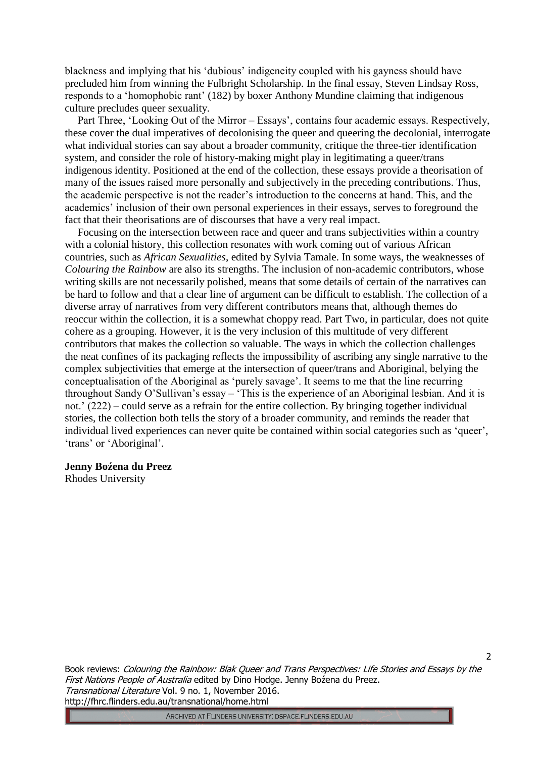blackness and implying that his 'dubious' indigeneity coupled with his gayness should have precluded him from winning the Fulbright Scholarship. In the final essay, Steven Lindsay Ross, responds to a 'homophobic rant' (182) by boxer Anthony Mundine claiming that indigenous culture precludes queer sexuality.

Part Three, 'Looking Out of the Mirror – Essays', contains four academic essays. Respectively, these cover the dual imperatives of decolonising the queer and queering the decolonial, interrogate what individual stories can say about a broader community, critique the three-tier identification system, and consider the role of history-making might play in legitimating a queer/trans indigenous identity. Positioned at the end of the collection, these essays provide a theorisation of many of the issues raised more personally and subjectively in the preceding contributions. Thus, the academic perspective is not the reader's introduction to the concerns at hand. This, and the academics' inclusion of their own personal experiences in their essays, serves to foreground the fact that their theorisations are of discourses that have a very real impact.

Focusing on the intersection between race and queer and trans subjectivities within a country with a colonial history, this collection resonates with work coming out of various African countries, such as *African Sexualities*, edited by Sylvia Tamale. In some ways, the weaknesses of *Colouring the Rainbow* are also its strengths. The inclusion of non-academic contributors, whose writing skills are not necessarily polished, means that some details of certain of the narratives can be hard to follow and that a clear line of argument can be difficult to establish. The collection of a diverse array of narratives from very different contributors means that, although themes do reoccur within the collection, it is a somewhat choppy read. Part Two, in particular, does not quite cohere as a grouping. However, it is the very inclusion of this multitude of very different contributors that makes the collection so valuable. The ways in which the collection challenges the neat confines of its packaging reflects the impossibility of ascribing any single narrative to the complex subjectivities that emerge at the intersection of queer/trans and Aboriginal, belying the conceptualisation of the Aboriginal as 'purely savage'. It seems to me that the line recurring throughout Sandy O'Sullivan's essay – 'This is the experience of an Aboriginal lesbian. And it is not.' (222) – could serve as a refrain for the entire collection. By bringing together individual stories, the collection both tells the story of a broader community, and reminds the reader that individual lived experiences can never quite be contained within social categories such as 'queer', 'trans' or 'Aboriginal'.

**Jenny Boźena du Preez**
Rhodes University